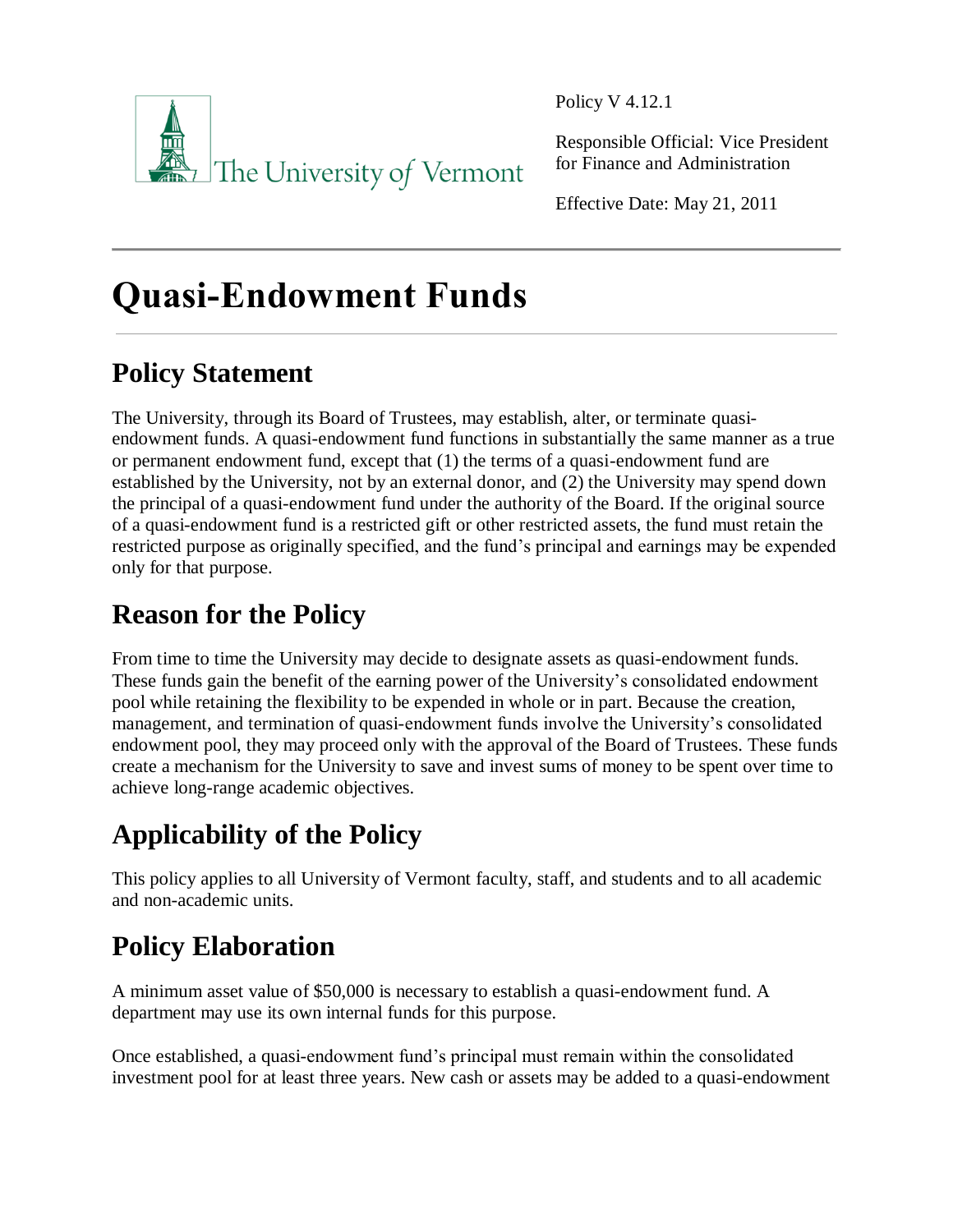Policy V 4.12.1

Responsible Official: Vice President for Finance and Administration

Effective Date: May 21, 2011

# Quasi-Endowment Funds

## Policy Statement

The University, through its Board of Trustees, may establish, alter, or terminate quasi-endowment funds. A quasi-endowment fund functions in substantially the same manner as a true or permanent endowment fund, except that (1) the terms of a quasi-endowment fund are established by the University, not by an external donor, and (2) the University may spend down the principal of a quasi-endowment fund under the authority of the Board. If the original source of a quasi-endowment fund is a restricted gift or other restricted assets, the fund must retain the restricted purpose as originally specified, and the fund's principal and earnings may be expended only for that purpose.

## Reason for the Policy

From time to time the University may decide to designate assets as quasi-endowment funds. These funds gain the benefit of the earning power of the University's consolidated endowment pool while retaining the flexibility to be expended in whole or in part. Because the creation, management, and termination of quasi-endowment funds involve the University's consolidated endowment pool, they may proceed only with the approval of the Board of Trustees. These funds create a mechanism for the University to save and invest sums of money to be spent over time to achieve long-range academic objectives.

## Applicability of the Policy

This policy applies to all University of Vermont faculty, staff, and students and to all academic and non-academic units.

## Policy Elaboration

A minimum asset value of $50,000 is necessary to establish a quasi-endowment fund. A department may use its own internal funds for this purpose.

Once established, a quasi-endowment fund's principal must remain within the consolidated investment pool for at least three years. New cash or assets may be added to a quasi-endowment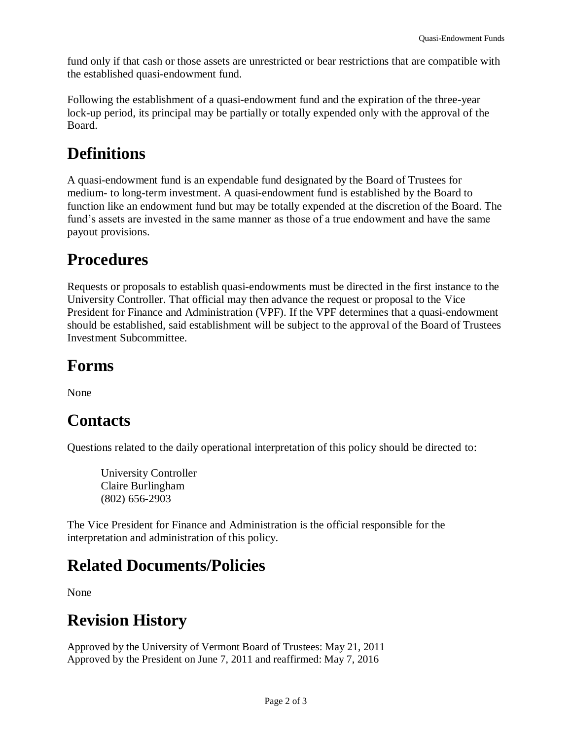fund only if that cash or those assets are unrestricted or bear restrictions that are compatible with the established quasi-endowment fund.

Following the establishment of a quasi-endowment fund and the expiration of the three-year lock-up period, its principal may be partially or totally expended only with the approval of the Board.

## Definitions

A quasi-endowment fund is an expendable fund designated by the Board of Trustees for medium- to long-term investment. A quasi-endowment fund is established by the Board to function like an endowment fund but may be totally expended at the discretion of the Board. The fund's assets are invested in the same manner as those of a true endowment and have the same payout provisions.

## Procedures

Requests or proposals to establish quasi-endowments must be directed in the first instance to the University Controller. That official may then advance the request or proposal to the Vice President for Finance and Administration (VPF). If the VPF determines that a quasi-endowment should be established, said establishment will be subject to the approval of the Board of Trustees Investment Subcommittee.

## Forms

None

## Contacts

Questions related to the daily operational interpretation of this policy should be directed to:

University Controller
Claire Burlingham
(802) 656-2903

The Vice President for Finance and Administration is the official responsible for the interpretation and administration of this policy.

## Related Documents/Policies

None

## Revision History

Approved by the University of Vermont Board of Trustees: May 21, 2011
Approved by the President on June 7, 2011 and reaffirmed: May 7, 2016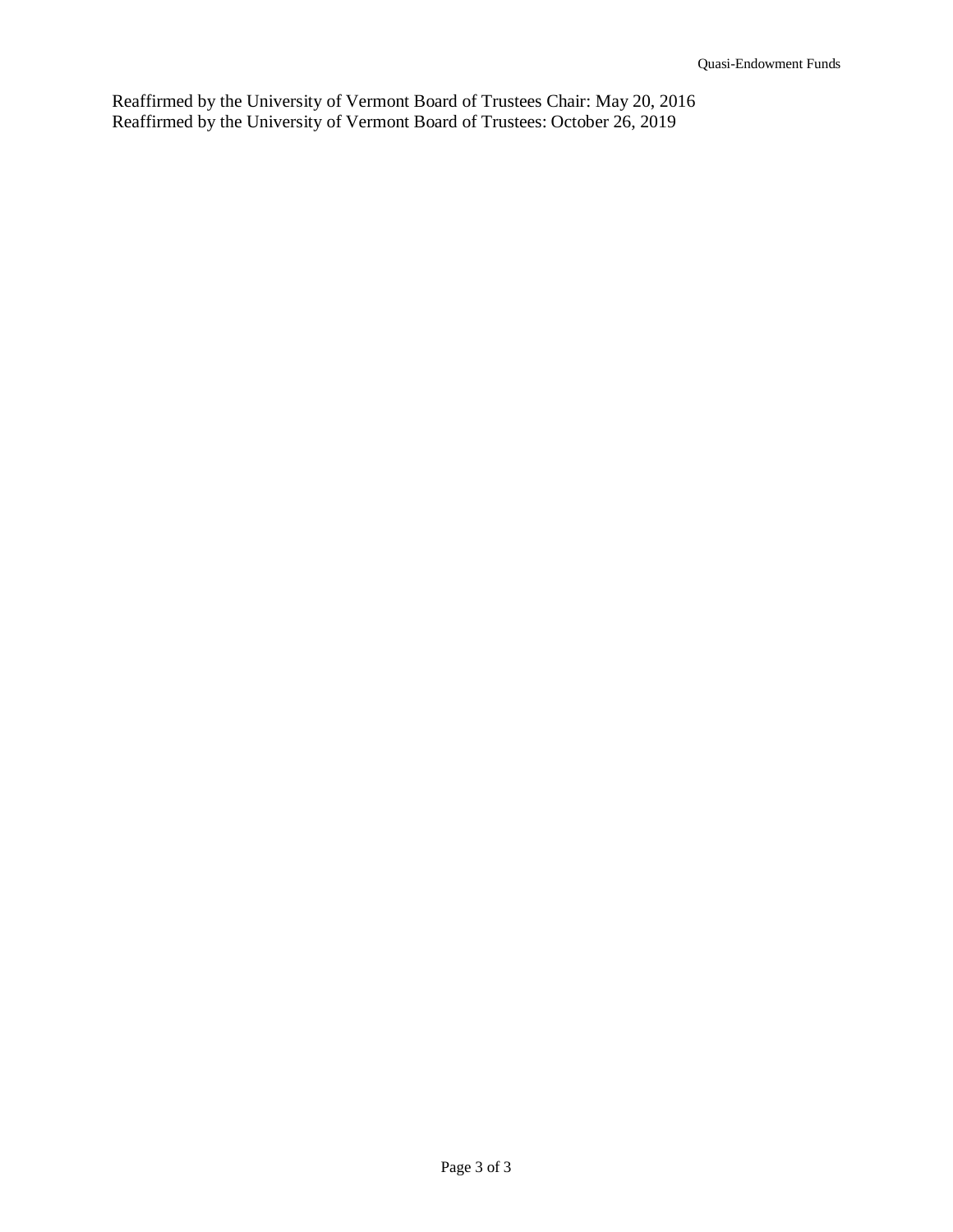Reaffirmed by the University of Vermont Board of Trustees Chair: May 20, 2016
Reaffirmed by the University of Vermont Board of Trustees: October 26, 2019